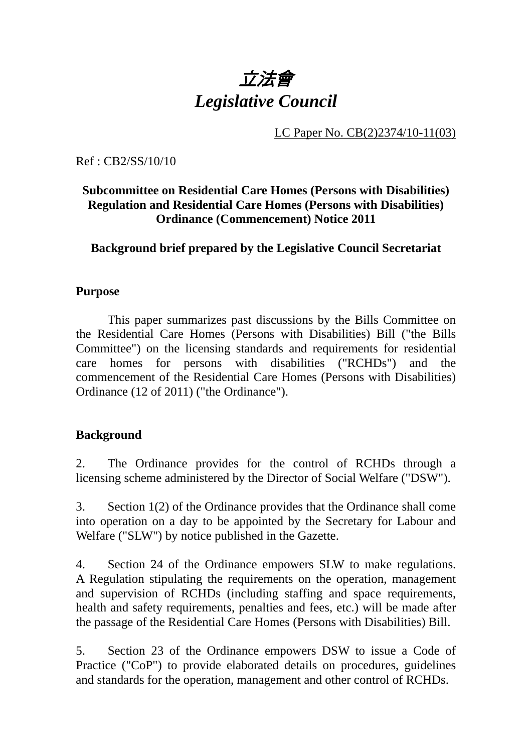# *立法會*
# *Legislative Council*

LC Paper No. CB(2)2374/10-11(03)

Ref : CB2/SS/10/10

**Subcommittee on Residential Care Homes (Persons with Disabilities) Regulation and Residential Care Homes (Persons with Disabilities) Ordinance (Commencement) Notice 2011**

**Background brief prepared by the Legislative Council Secretariat**

## Purpose

This paper summarizes past discussions by the Bills Committee on the Residential Care Homes (Persons with Disabilities) Bill ("the Bills Committee") on the licensing standards and requirements for residential care homes for persons with disabilities ("RCHDs") and the commencement of the Residential Care Homes (Persons with Disabilities) Ordinance (12 of 2011) ("the Ordinance").

## Background

2. The Ordinance provides for the control of RCHDs through a licensing scheme administered by the Director of Social Welfare ("DSW").

3. Section 1(2) of the Ordinance provides that the Ordinance shall come into operation on a day to be appointed by the Secretary for Labour and Welfare ("SLW") by notice published in the Gazette.

4. Section 24 of the Ordinance empowers SLW to make regulations. A Regulation stipulating the requirements on the operation, management and supervision of RCHDs (including staffing and space requirements, health and safety requirements, penalties and fees, etc.) will be made after the passage of the Residential Care Homes (Persons with Disabilities) Bill.

5. Section 23 of the Ordinance empowers DSW to issue a Code of Practice ("CoP") to provide elaborated details on procedures, guidelines and standards for the operation, management and other control of RCHDs.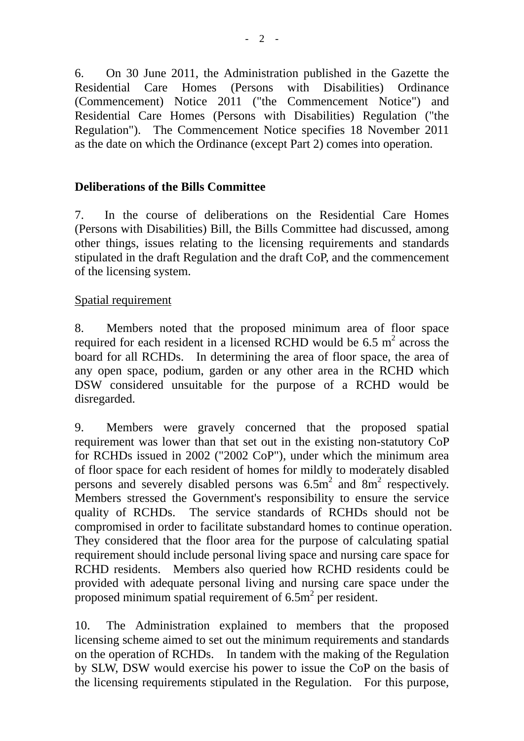6. On 30 June 2011, the Administration published in the Gazette the Residential Care Homes (Persons with Disabilities) Ordinance (Commencement) Notice 2011 ("the Commencement Notice") and Residential Care Homes (Persons with Disabilities) Regulation ("the Regulation"). The Commencement Notice specifies 18 November 2011 as the date on which the Ordinance (except Part 2) comes into operation.

**Deliberations of the Bills Committee**

7. In the course of deliberations on the Residential Care Homes (Persons with Disabilities) Bill, the Bills Committee had discussed, among other things, issues relating to the licensing requirements and standards stipulated in the draft Regulation and the draft CoP, and the commencement of the licensing system.

Spatial requirement

8. Members noted that the proposed minimum area of floor space required for each resident in a licensed RCHD would be 6.5 $m^2$ across the board for all RCHDs. In determining the area of floor space, the area of any open space, podium, garden or any other area in the RCHD which DSW considered unsuitable for the purpose of a RCHD would be disregarded.

9. Members were gravely concerned that the proposed spatial requirement was lower than that set out in the existing non-statutory CoP for RCHDs issued in 2002 ("2002 CoP"), under which the minimum area of floor space for each resident of homes for mildly to moderately disabled persons and severely disabled persons was 6.5$m^2$ and 8$m^2$ respectively. Members stressed the Government's responsibility to ensure the service quality of RCHDs. The service standards of RCHDs should not be compromised in order to facilitate substandard homes to continue operation. They considered that the floor area for the purpose of calculating spatial requirement should include personal living space and nursing care space for RCHD residents. Members also queried how RCHD residents could be provided with adequate personal living and nursing care space under the proposed minimum spatial requirement of 6.5$m^2$ per resident.

10. The Administration explained to members that the proposed licensing scheme aimed to set out the minimum requirements and standards on the operation of RCHDs. In tandem with the making of the Regulation by SLW, DSW would exercise his power to issue the CoP on the basis of the licensing requirements stipulated in the Regulation. For this purpose,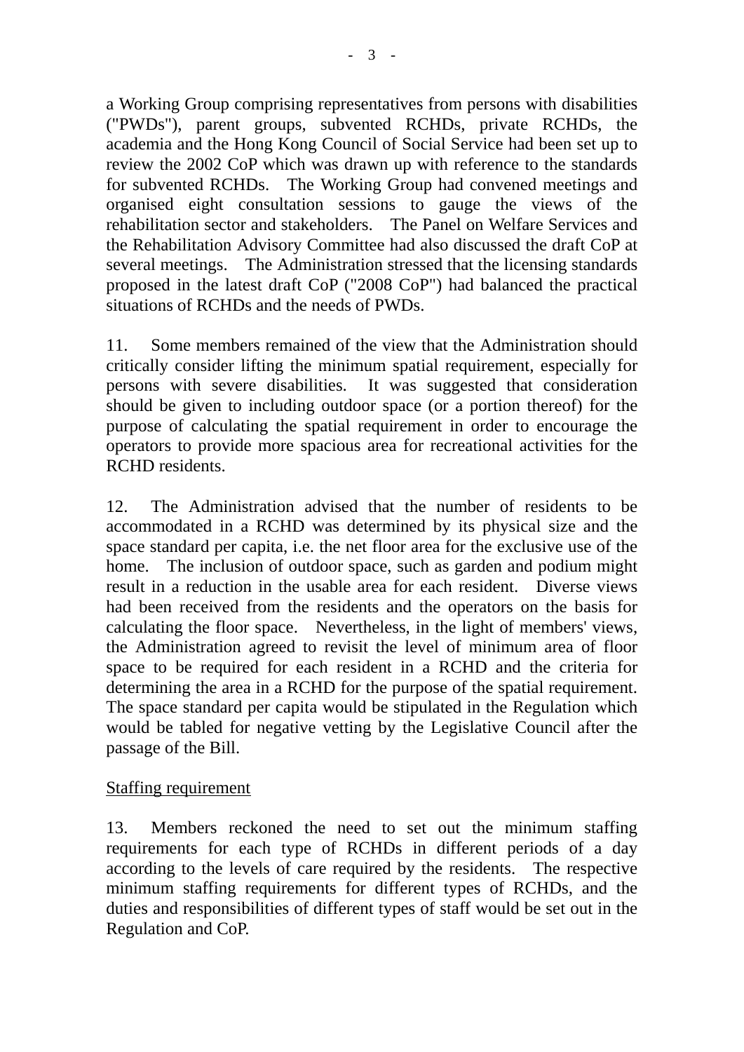a Working Group comprising representatives from persons with disabilities ("PWDs"), parent groups, subvented RCHDs, private RCHDs, the academia and the Hong Kong Council of Social Service had been set up to review the 2002 CoP which was drawn up with reference to the standards for subvented RCHDs. The Working Group had convened meetings and organised eight consultation sessions to gauge the views of the rehabilitation sector and stakeholders. The Panel on Welfare Services and the Rehabilitation Advisory Committee had also discussed the draft CoP at several meetings. The Administration stressed that the licensing standards proposed in the latest draft CoP ("2008 CoP") had balanced the practical situations of RCHDs and the needs of PWDs.

11. Some members remained of the view that the Administration should critically consider lifting the minimum spatial requirement, especially for persons with severe disabilities. It was suggested that consideration should be given to including outdoor space (or a portion thereof) for the purpose of calculating the spatial requirement in order to encourage the operators to provide more spacious area for recreational activities for the RCHD residents.

12. The Administration advised that the number of residents to be accommodated in a RCHD was determined by its physical size and the space standard per capita, i.e. the net floor area for the exclusive use of the home. The inclusion of outdoor space, such as garden and podium might result in a reduction in the usable area for each resident. Diverse views had been received from the residents and the operators on the basis for calculating the floor space. Nevertheless, in the light of members' views, the Administration agreed to revisit the level of minimum area of floor space to be required for each resident in a RCHD and the criteria for determining the area in a RCHD for the purpose of the spatial requirement. The space standard per capita would be stipulated in the Regulation which would be tabled for negative vetting by the Legislative Council after the passage of the Bill.

<u>Staffing requirement</u>

13. Members reckoned the need to set out the minimum staffing requirements for each type of RCHDs in different periods of a day according to the levels of care required by the residents. The respective minimum staffing requirements for different types of RCHDs, and the duties and responsibilities of different types of staff would be set out in the Regulation and CoP.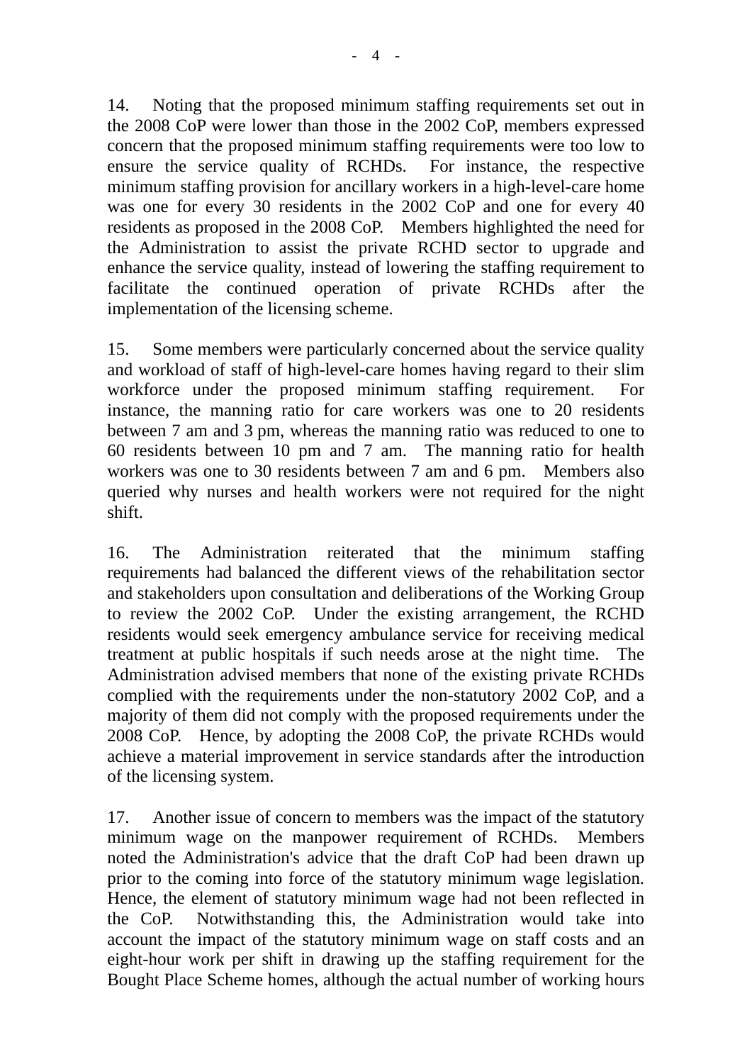14. Noting that the proposed minimum staffing requirements set out in the 2008 CoP were lower than those in the 2002 CoP, members expressed concern that the proposed minimum staffing requirements were too low to ensure the service quality of RCHDs. For instance, the respective minimum staffing provision for ancillary workers in a high-level-care home was one for every 30 residents in the 2002 CoP and one for every 40 residents as proposed in the 2008 CoP. Members highlighted the need for the Administration to assist the private RCHD sector to upgrade and enhance the service quality, instead of lowering the staffing requirement to facilitate the continued operation of private RCHDs after the implementation of the licensing scheme.

15. Some members were particularly concerned about the service quality and workload of staff of high-level-care homes having regard to their slim workforce under the proposed minimum staffing requirement. For instance, the manning ratio for care workers was one to 20 residents between 7 am and 3 pm, whereas the manning ratio was reduced to one to 60 residents between 10 pm and 7 am. The manning ratio for health workers was one to 30 residents between 7 am and 6 pm. Members also queried why nurses and health workers were not required for the night shift.

16. The Administration reiterated that the minimum staffing requirements had balanced the different views of the rehabilitation sector and stakeholders upon consultation and deliberations of the Working Group to review the 2002 CoP. Under the existing arrangement, the RCHD residents would seek emergency ambulance service for receiving medical treatment at public hospitals if such needs arose at the night time. The Administration advised members that none of the existing private RCHDs complied with the requirements under the non-statutory 2002 CoP, and a majority of them did not comply with the proposed requirements under the 2008 CoP. Hence, by adopting the 2008 CoP, the private RCHDs would achieve a material improvement in service standards after the introduction of the licensing system.

17. Another issue of concern to members was the impact of the statutory minimum wage on the manpower requirement of RCHDs. Members noted the Administration's advice that the draft CoP had been drawn up prior to the coming into force of the statutory minimum wage legislation. Hence, the element of statutory minimum wage had not been reflected in the CoP. Notwithstanding this, the Administration would take into account the impact of the statutory minimum wage on staff costs and an eight-hour work per shift in drawing up the staffing requirement for the Bought Place Scheme homes, although the actual number of working hours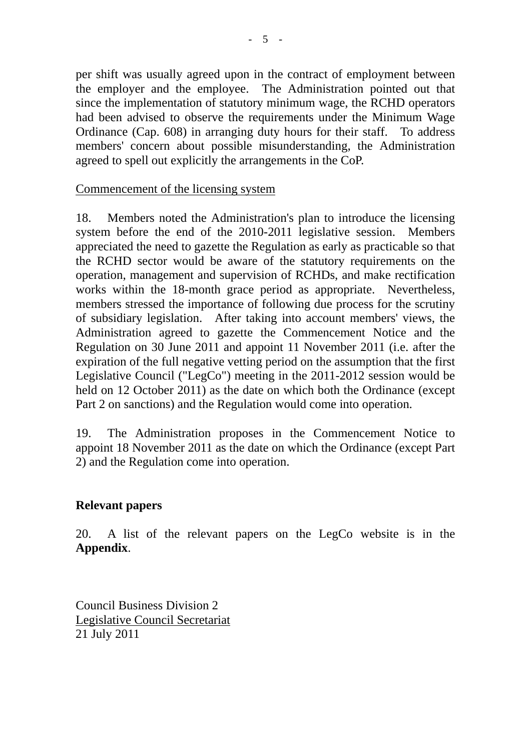per shift was usually agreed upon in the contract of employment between the employer and the employee. The Administration pointed out that since the implementation of statutory minimum wage, the RCHD operators had been advised to observe the requirements under the Minimum Wage Ordinance (Cap. 608) in arranging duty hours for their staff. To address members' concern about possible misunderstanding, the Administration agreed to spell out explicitly the arrangements in the CoP.

<u>Commencement of the licensing system</u>

18. Members noted the Administration's plan to introduce the licensing system before the end of the 2010-2011 legislative session. Members appreciated the need to gazette the Regulation as early as practicable so that the RCHD sector would be aware of the statutory requirements on the operation, management and supervision of RCHDs, and make rectification works within the 18-month grace period as appropriate. Nevertheless, members stressed the importance of following due process for the scrutiny of subsidiary legislation. After taking into account members' views, the Administration agreed to gazette the Commencement Notice and the Regulation on 30 June 2011 and appoint 11 November 2011 (i.e. after the expiration of the full negative vetting period on the assumption that the first Legislative Council ("LegCo") meeting in the 2011-2012 session would be held on 12 October 2011) as the date on which both the Ordinance (except Part 2 on sanctions) and the Regulation would come into operation.

19. The Administration proposes in the Commencement Notice to appoint 18 November 2011 as the date on which the Ordinance (except Part 2) and the Regulation come into operation.

**Relevant papers**

20. A list of the relevant papers on the LegCo website is in the **Appendix**.

Council Business Division 2
<u>Legislative Council Secretariat</u>
21 July 2011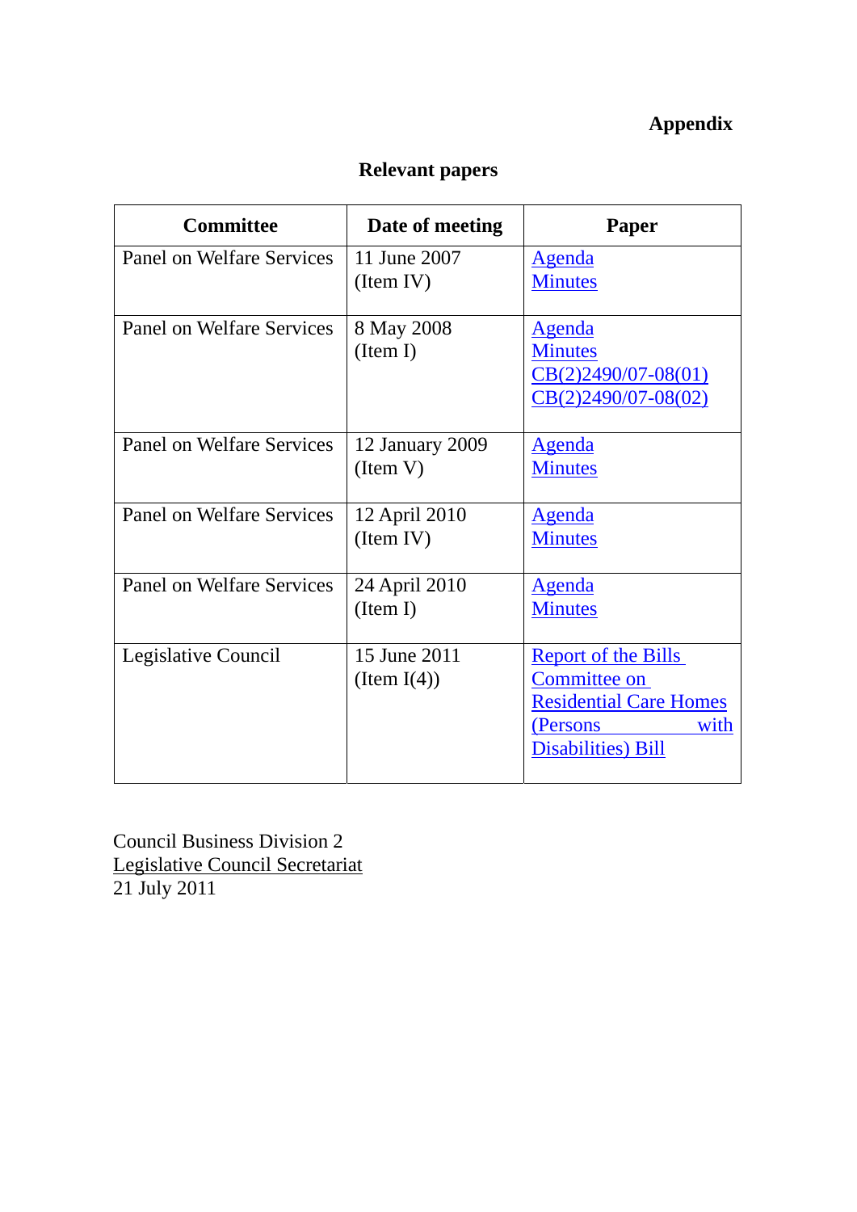**Appendix**

**Relevant papers**

| Committee | Date of meeting | Paper |
|---|---|---|
| Panel on Welfare Services | 11 June 2007 (Item IV) | Agenda<br>Minutes |
| Panel on Welfare Services | 8 May 2008 (Item I) | Agenda<br>Minutes<br>CB(2)2490/07-08(01)<br>CB(2)2490/07-08(02) |
| Panel on Welfare Services | 12 January 2009 (Item V) | Agenda<br>Minutes |
| Panel on Welfare Services | 12 April 2010 (Item IV) | Agenda<br>Minutes |
| Panel on Welfare Services | 24 April 2010 (Item I) | Agenda<br>Minutes |
| Legislative Council | 15 June 2011 (Item I(4)) | Report of the Bills Committee on Residential Care Homes (Persons with Disabilities) Bill |

Council Business Division 2
Legislative Council Secretariat
21 July 2011